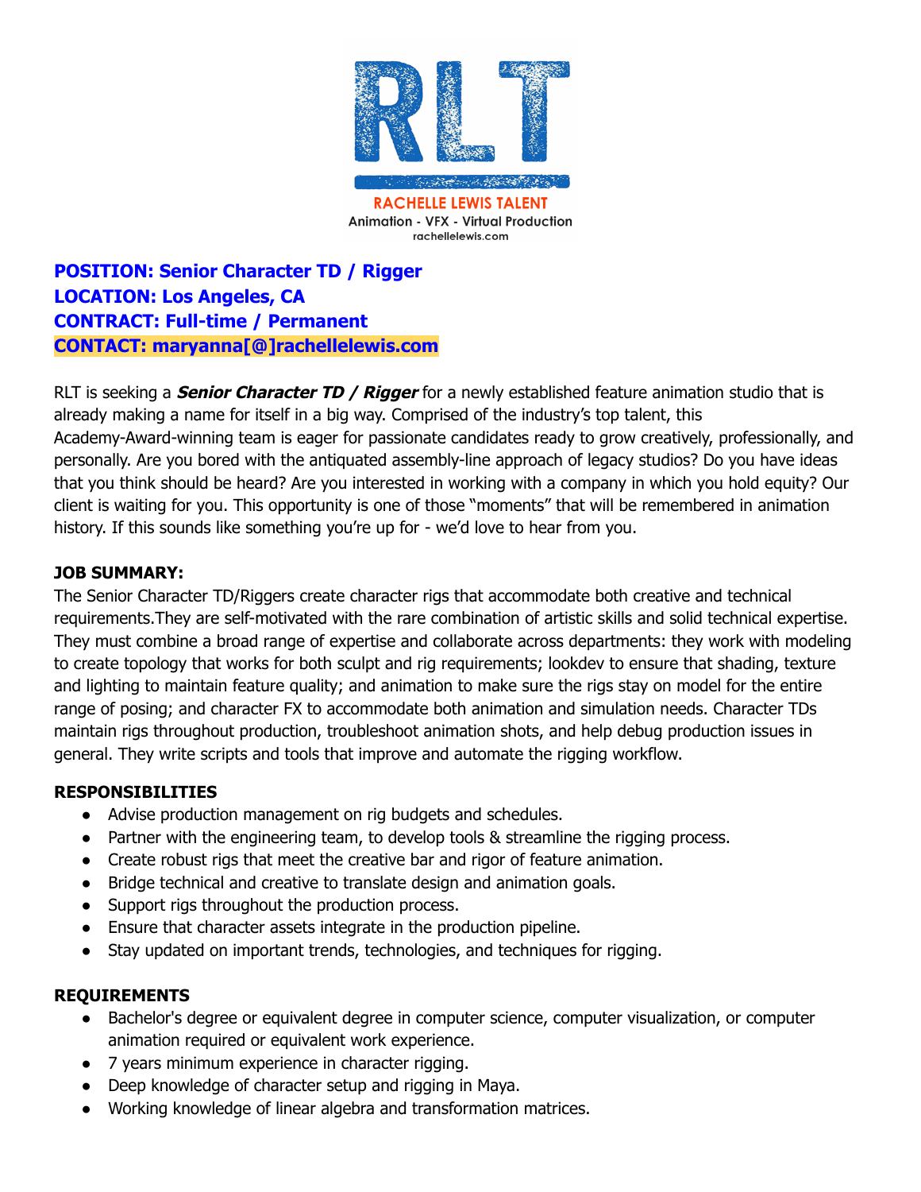RLT

RACHELLE LEWIS TALENT

Animation - VFX - Virtual Production

rachellelewis.com

**POSITION: Senior Character TD / Rigger**
**LOCATION: Los Angeles, CA**
**CONTRACT: Full-time / Permanent**
**CONTACT: maryanna[@]rachellelewis.com**

RLT is seeking a ***Senior Character TD / Rigger*** for a newly established feature animation studio that is already making a name for itself in a big way. Comprised of the industry's top talent, this Academy-Award-winning team is eager for passionate candidates ready to grow creatively, professionally, and personally. Are you bored with the antiquated assembly-line approach of legacy studios? Do you have ideas that you think should be heard? Are you interested in working with a company in which you hold equity? Our client is waiting for you. This opportunity is one of those "moments" that will be remembered in animation history. If this sounds like something you're up for - we'd love to hear from you.

**JOB SUMMARY:**
The Senior Character TD/Riggers create character rigs that accommodate both creative and technical requirements.They are self-motivated with the rare combination of artistic skills and solid technical expertise. They must combine a broad range of expertise and collaborate across departments: they work with modeling to create topology that works for both sculpt and rig requirements; lookdev to ensure that shading, texture and lighting to maintain feature quality; and animation to make sure the rigs stay on model for the entire range of posing; and character FX to accommodate both animation and simulation needs. Character TDs maintain rigs throughout production, troubleshoot animation shots, and help debug production issues in general. They write scripts and tools that improve and automate the rigging workflow.

**RESPONSIBILITIES**

- Advise production management on rig budgets and schedules.
- Partner with the engineering team, to develop tools & streamline the rigging process.
- Create robust rigs that meet the creative bar and rigor of feature animation.
- Bridge technical and creative to translate design and animation goals.
- Support rigs throughout the production process.
- Ensure that character assets integrate in the production pipeline.
- Stay updated on important trends, technologies, and techniques for rigging.

**REQUIREMENTS**

- Bachelor's degree or equivalent degree in computer science, computer visualization, or computer animation required or equivalent work experience.
- 7 years minimum experience in character rigging.
- Deep knowledge of character setup and rigging in Maya.
- Working knowledge of linear algebra and transformation matrices.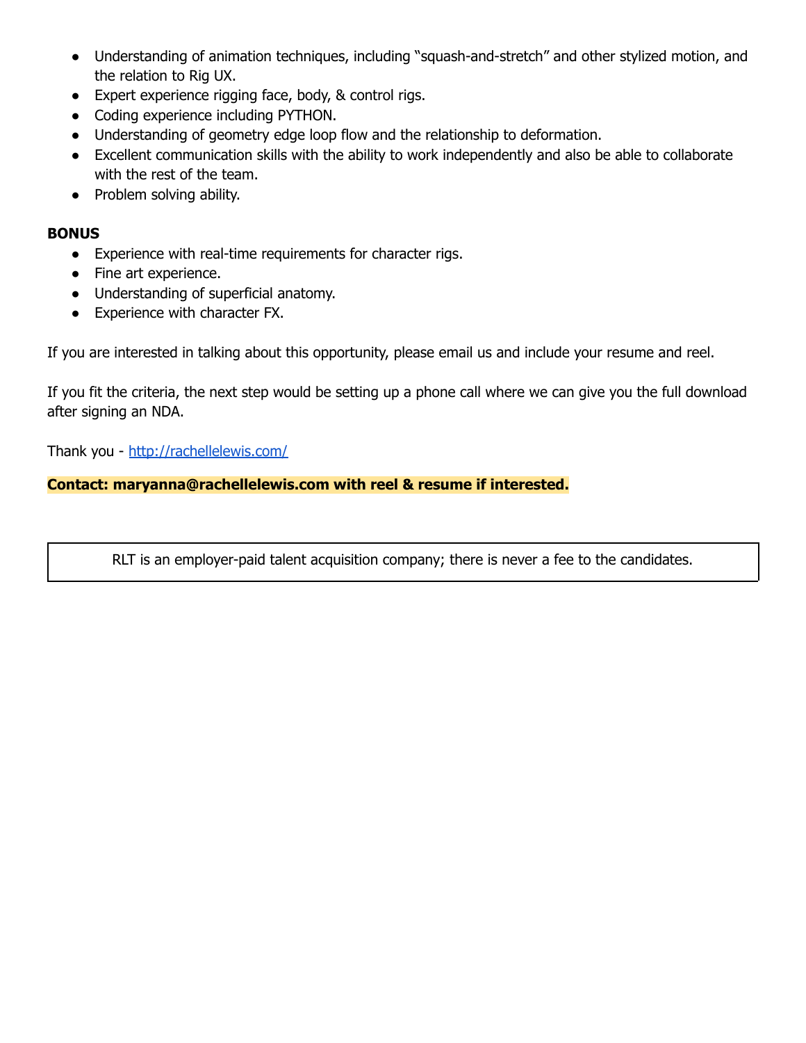- Understanding of animation techniques, including "squash-and-stretch" and other stylized motion, and the relation to Rig UX.
- Expert experience rigging face, body, & control rigs.
- Coding experience including PYTHON.
- Understanding of geometry edge loop flow and the relationship to deformation.
- Excellent communication skills with the ability to work independently and also be able to collaborate with the rest of the team.
- Problem solving ability.

**BONUS**

- Experience with real-time requirements for character rigs.
- Fine art experience.
- Understanding of superficial anatomy.
- Experience with character FX.

If you are interested in talking about this opportunity, please email us and include your resume and reel.

If you fit the criteria, the next step would be setting up a phone call where we can give you the full download after signing an NDA.

Thank you - [http://rachellelewis.com/](http://rachellelewis.com/)

**Contact: maryanna@rachellelewis.com with reel & resume if interested.**

RLT is an employer-paid talent acquisition company; there is never a fee to the candidates.